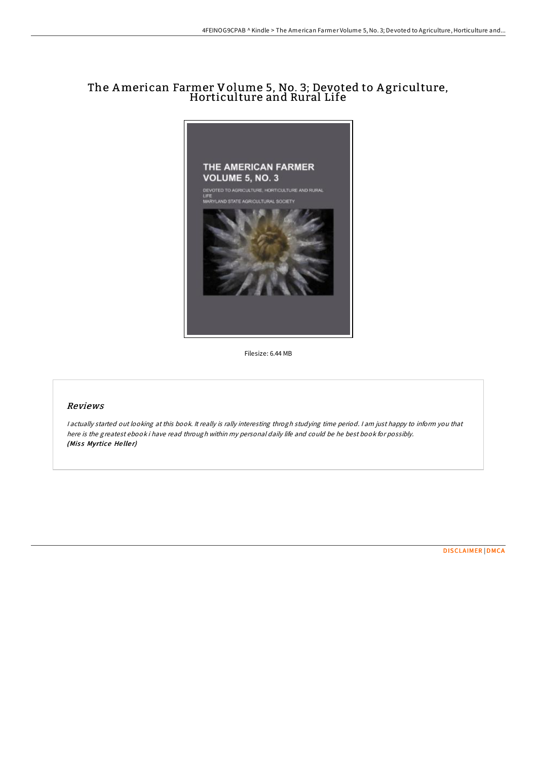# The American Farmer Volume 5, No. 3; Devoted to Agriculture, Horticulture and Rural Life

Filesize: 6.44 MB

## Reviews

*I actually started out looking at this book. It really is rally interesting throgh studying time period. I am just happy to inform you that here is the greatest ebook i have read through within my personal daily life and could be he best book for possibly.*
***(Miss Myrtice Heller)***

DISCLAIMER | DMCA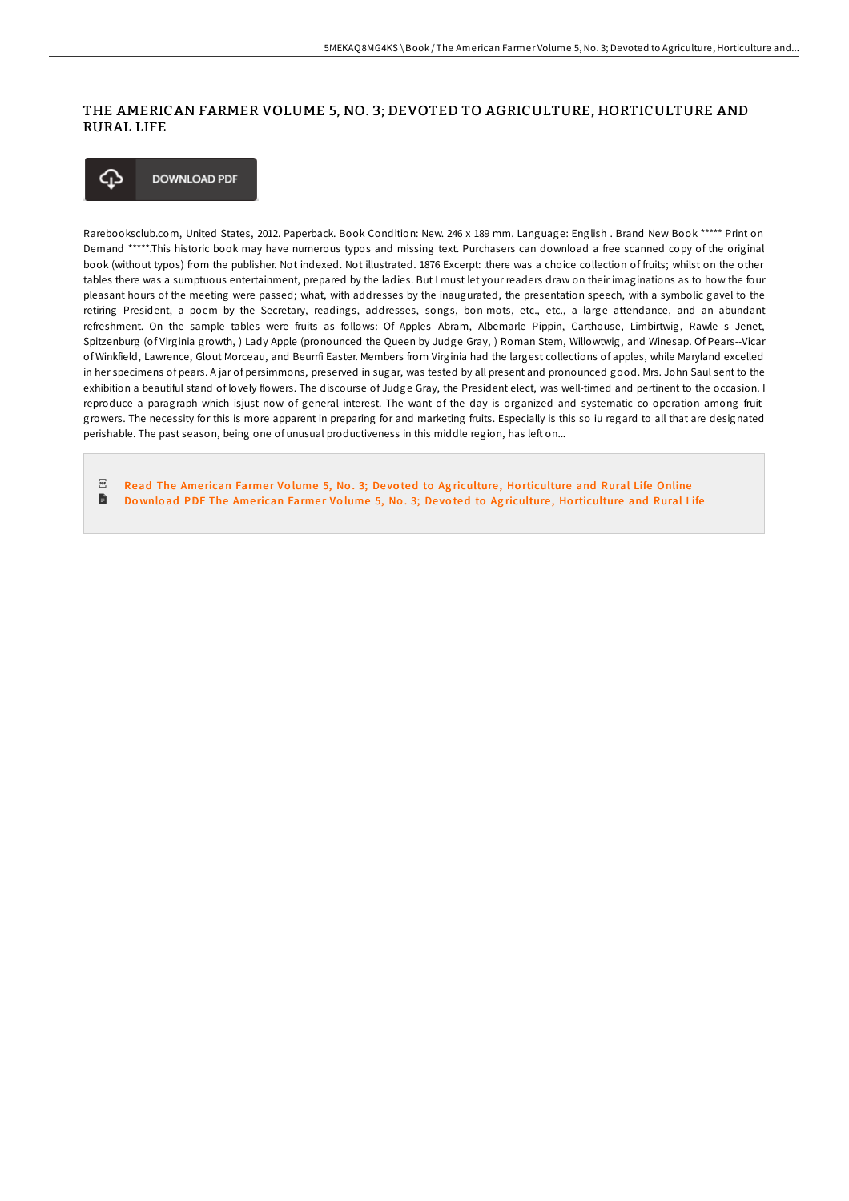# THE AMERICAN FARMER VOLUME 5, NO. 3; DEVOTED TO AGRICULTURE, HORTICULTURE AND RURAL LIFE

DOWNLOAD PDF

Rarebooksclub.com, United States, 2012. Paperback. Book Condition: New. 246 x 189 mm. Language: English . Brand New Book ***** Print on Demand *****.This historic book may have numerous typos and missing text. Purchasers can download a free scanned copy of the original book (without typos) from the publisher. Not indexed. Not illustrated. 1876 Excerpt: .there was a choice collection of fruits; whilst on the other tables there was a sumptuous entertainment, prepared by the ladies. But I must let your readers draw on their imaginations as to how the four pleasant hours of the meeting were passed; what, with addresses by the inaugurated, the presentation speech, with a symbolic gavel to the retiring President, a poem by the Secretary, readings, addresses, songs, bon-mots, etc., etc., a large attendance, and an abundant refreshment. On the sample tables were fruits as follows: Of Apples--Abram, Albemarle Pippin, Carthouse, Limbirtwig, Rawle s Jenet, Spitzenburg (of Virginia growth, ) Lady Apple (pronounced the Queen by Judge Gray, ) Roman Stem, Willowtwig, and Winesap. Of Pears--Vicar of Winkfield, Lawrence, Glout Morceau, and Beurrfi Easter. Members from Virginia had the largest collections of apples, while Maryland excelled in her specimens of pears. A jar of persimmons, preserved in sugar, was tested by all present and pronounced good. Mrs. John Saul sent to the exhibition a beautiful stand of lovely flowers. The discourse of Judge Gray, the President elect, was well-timed and pertinent to the occasion. I reproduce a paragraph which isjust now of general interest. The want of the day is organized and systematic co-operation among fruit-growers. The necessity for this is more apparent in preparing for and marketing fruits. Especially is this so iu regard to all that are designated perishable. The past season, being one of unusual productiveness in this middle region, has left on...

- Read The American Farmer Volume 5, No. 3; Devoted to Agriculture, Horticulture and Rural Life Online
- Download PDF The American Farmer Volume 5, No. 3; Devoted to Agriculture, Horticulture and Rural Life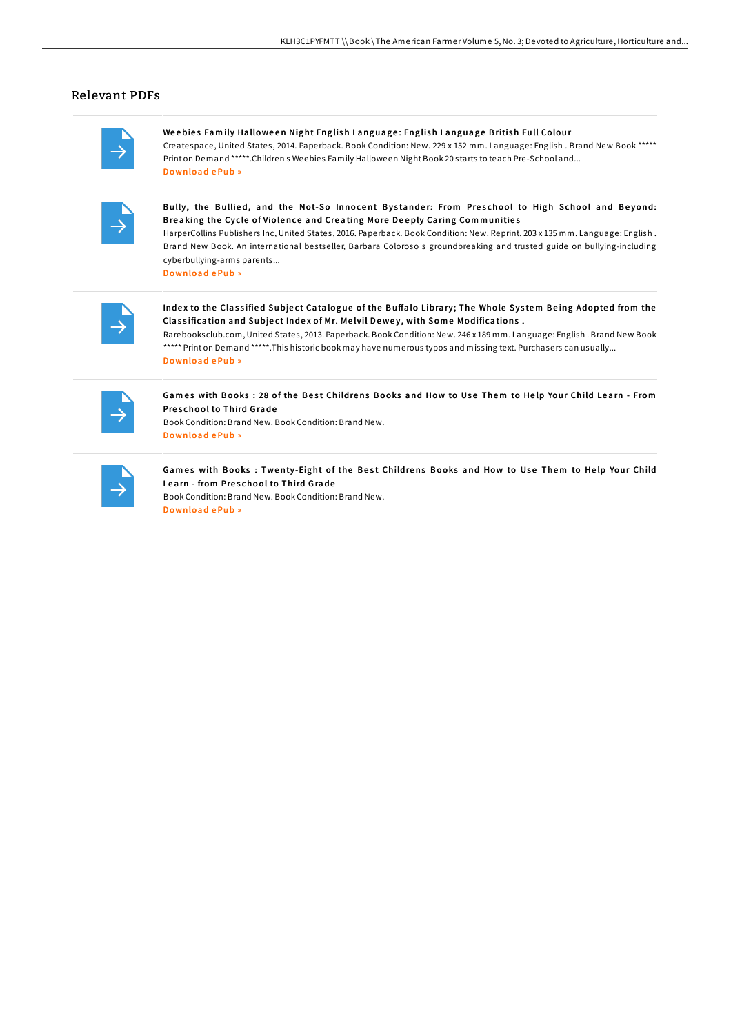## Relevant PDFs

**Weebies Family Halloween Night English Language: English Language British Full Colour**

Createspace, United States, 2014. Paperback. Book Condition: New. 229 x 152 mm. Language: English . Brand New Book ***** Print on Demand *****.Children s Weebies Family Halloween Night Book 20 starts to teach Pre-School and...

Download ePub »

**Bully, the Bullied, and the Not-So Innocent Bystander: From Preschool to High School and Beyond: Breaking the Cycle of Violence and Creating More Deeply Caring Communities**

HarperCollins Publishers Inc, United States, 2016. Paperback. Book Condition: New. Reprint. 203 x 135 mm. Language: English . Brand New Book. An international bestseller, Barbara Coloroso s groundbreaking and trusted guide on bullying-including cyberbullying-arms parents...

Download ePub »

**Index to the Classified Subject Catalogue of the Buffalo Library; The Whole System Being Adopted from the Classification and Subject Index of Mr. Melvil Dewey, with Some Modifications .**

Rarebooksclub.com, United States, 2013. Paperback. Book Condition: New. 246 x 189 mm. Language: English . Brand New Book ***** Print on Demand *****.This historic book may have numerous typos and missing text. Purchasers can usually...

Download ePub »

**Games with Books : 28 of the Best Childrens Books and How to Use Them to Help Your Child Learn - From Preschool to Third Grade**

Book Condition: Brand New. Book Condition: Brand New.

Download ePub »

**Games with Books : Twenty-Eight of the Best Childrens Books and How to Use Them to Help Your Child Learn - from Preschool to Third Grade**

Book Condition: Brand New. Book Condition: Brand New.

Download ePub »